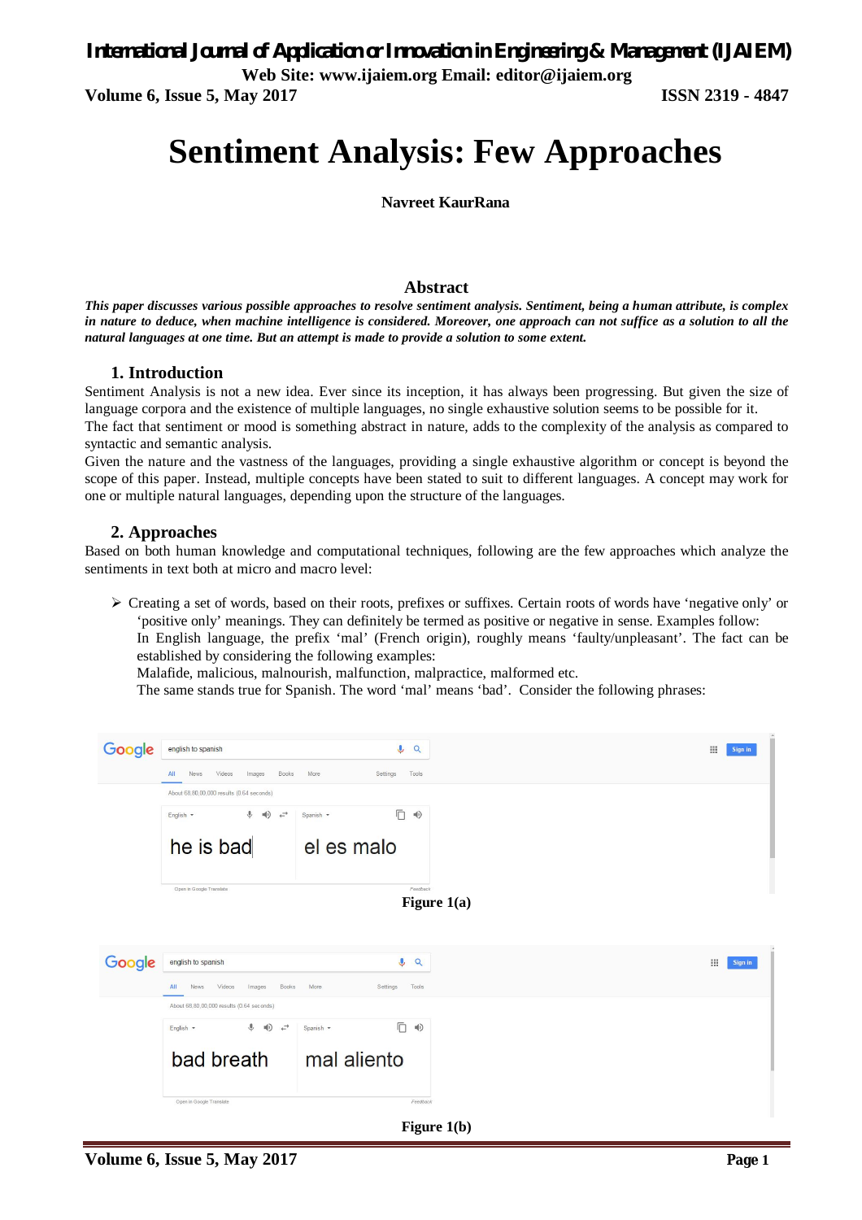# Sentiment Analysis: Few Approaches

**Navreet KaurRana**

## Abstract

***This paper discusses various possible approaches to resolve sentiment analysis. Sentiment, being a human attribute, is complex in nature to deduce, when machine intelligence is considered. Moreover, one approach can not suffice as a solution to all the natural languages at one time. But an attempt is made to provide a solution to some extent.***

## 1. Introduction

Sentiment Analysis is not a new idea. Ever since its inception, it has always been progressing. But given the size of language corpora and the existence of multiple languages, no single exhaustive solution seems to be possible for it.
The fact that sentiment or mood is something abstract in nature, adds to the complexity of the analysis as compared to syntactic and semantic analysis.
Given the nature and the vastness of the languages, providing a single exhaustive algorithm or concept is beyond the scope of this paper. Instead, multiple concepts have been stated to suit to different languages. A concept may work for one or multiple natural languages, depending upon the structure of the languages.

## 2. Approaches

Based on both human knowledge and computational techniques, following are the few approaches which analyze the sentiments in text both at micro and macro level:

- Creating a set of words, based on their roots, prefixes or suffixes. Certain roots of words have 'negative only' or 'positive only' meanings. They can definitely be termed as positive or negative in sense. Examples follow:
  In English language, the prefix 'mal' (French origin), roughly means 'faulty/unpleasant'. The fact can be established by considering the following examples:
  Malafide, malicious, malnourish, malfunction, malpractice, malformed etc.
  The same stands true for Spanish. The word 'mal' means 'bad'. Consider the following phrases:

**Figure 1(a)**

**Figure 1(b)**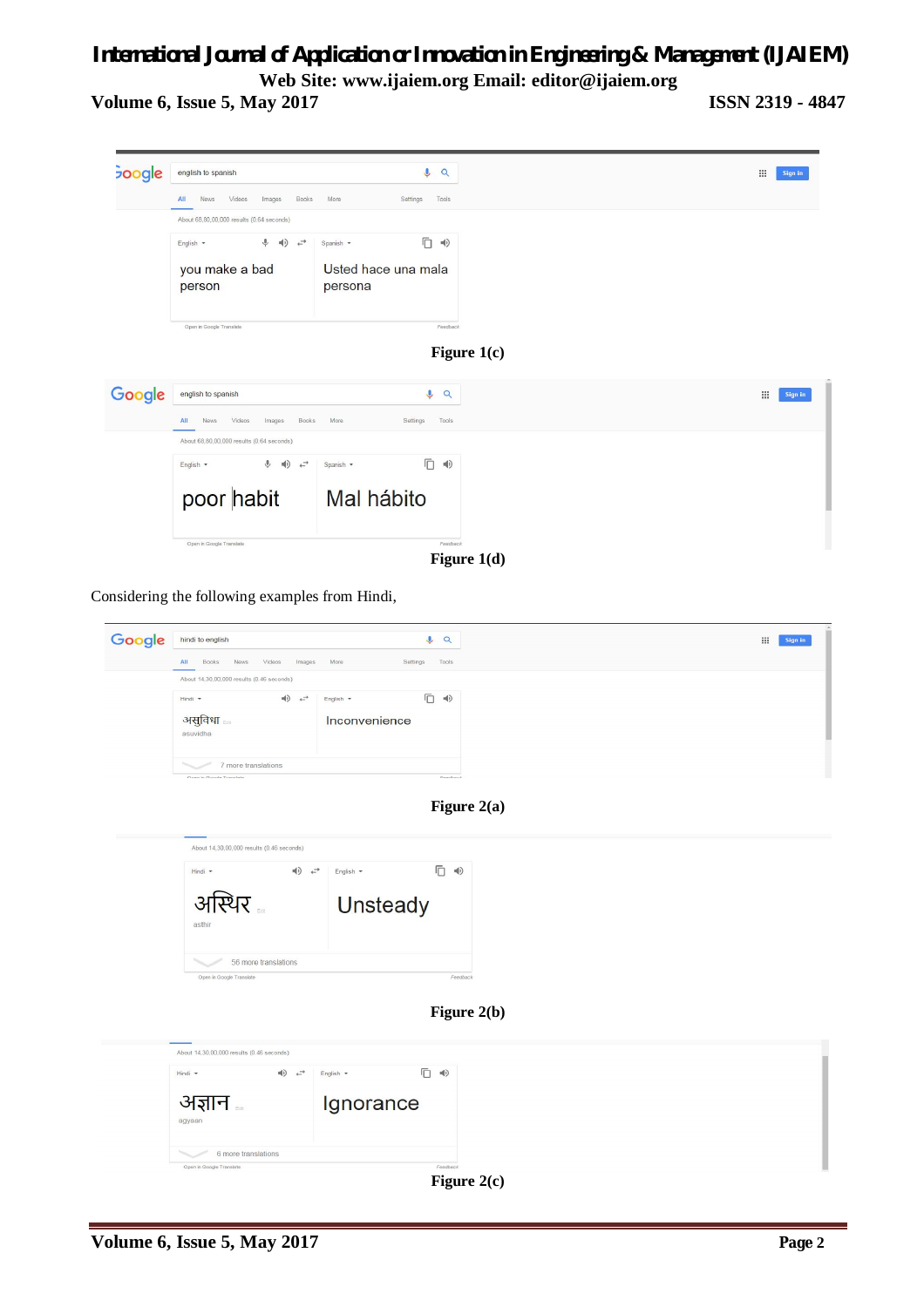Figure 1(c)

Figure 1(d)

Considering the following examples from Hindi,

Figure 2(a)

Figure 2(b)

Figure 2(c)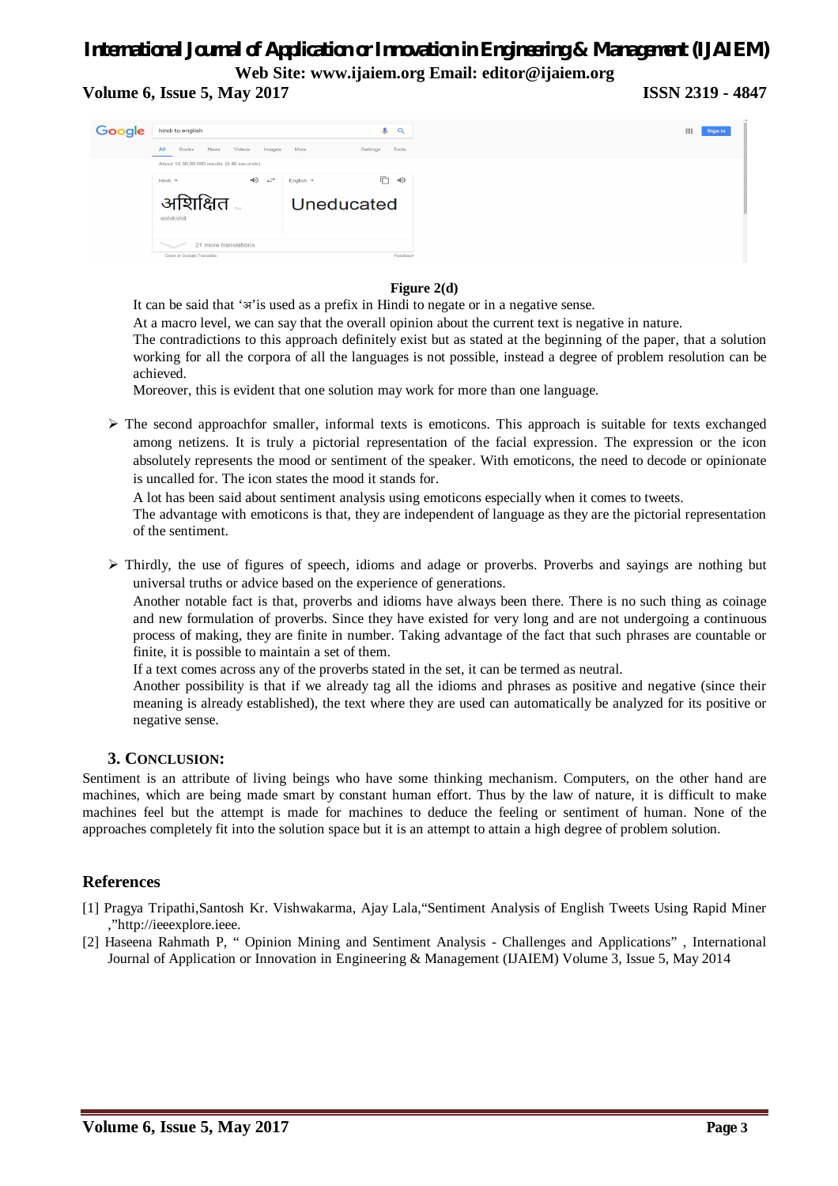Figure 2(d)

It can be said that 'अ'is used as a prefix in Hindi to negate or in a negative sense.

At a macro level, we can say that the overall opinion about the current text is negative in nature.

The contradictions to this approach definitely exist but as stated at the beginning of the paper, that a solution working for all the corpora of all the languages is not possible, instead a degree of problem resolution can be achieved.

Moreover, this is evident that one solution may work for more than one language.

- The second approachfor smaller, informal texts is emoticons. This approach is suitable for texts exchanged among netizens. It is truly a pictorial representation of the facial expression. The expression or the icon absolutely represents the mood or sentiment of the speaker. With emoticons, the need to decode or opinionate is uncalled for. The icon states the mood it stands for.

  A lot has been said about sentiment analysis using emoticons especially when it comes to tweets.

  The advantage with emoticons is that, they are independent of language as they are the pictorial representation of the sentiment.

- Thirdly, the use of figures of speech, idioms and adage or proverbs. Proverbs and sayings are nothing but universal truths or advice based on the experience of generations.

  Another notable fact is that, proverbs and idioms have always been there. There is no such thing as coinage and new formulation of proverbs. Since they have existed for very long and are not undergoing a continuous process of making, they are finite in number. Taking advantage of the fact that such phrases are countable or finite, it is possible to maintain a set of them.

  If a text comes across any of the proverbs stated in the set, it can be termed as neutral.

  Another possibility is that if we already tag all the idioms and phrases as positive and negative (since their meaning is already established), the text where they are used can automatically be analyzed for its positive or negative sense.

## 3. CONCLUSION:

Sentiment is an attribute of living beings who have some thinking mechanism. Computers, on the other hand are machines, which are being made smart by constant human effort. Thus by the law of nature, it is difficult to make machines feel but the attempt is made for machines to deduce the feeling or sentiment of human. None of the approaches completely fit into the solution space but it is an attempt to attain a high degree of problem solution.

## References

[1] Pragya Tripathi,Santosh Kr. Vishwakarma, Ajay Lala,"Sentiment Analysis of English Tweets Using Rapid Miner ,"http://ieeexplore.ieee.

[2] Haseena Rahmath P, " Opinion Mining and Sentiment Analysis - Challenges and Applications" , International Journal of Application or Innovation in Engineering & Management (IJAIEM) Volume 3, Issue 5, May 2014